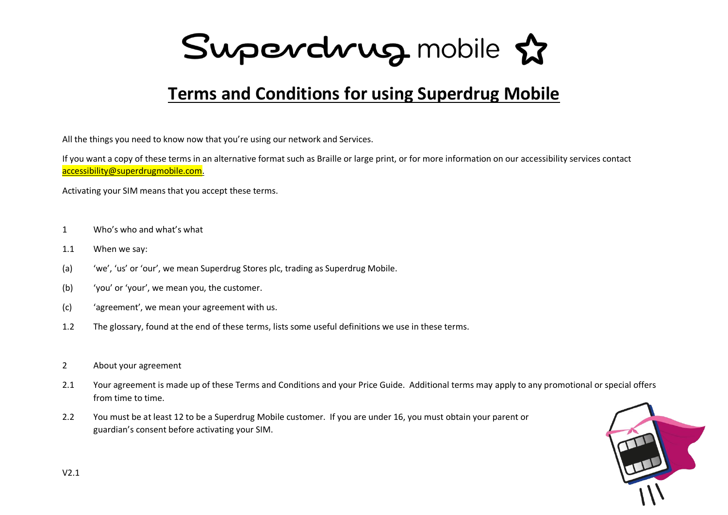Superdrug mobile

# Terms and Conditions for using Superdrug Mobile

All the things you need to know now that you're using our network and Services.

If you want a copy of these terms in an alternative format such as Braille or large print, or for more information on our accessibility services contact accessibility@superdrugmobile.com.

Activating your SIM means that you accept these terms.

1 Who's who and what's what

1.1 When we say:

(a) 'we', 'us' or 'our', we mean Superdrug Stores plc, trading as Superdrug Mobile.

(b) 'you' or 'your', we mean you, the customer.

(c) 'agreement', we mean your agreement with us.

1.2 The glossary, found at the end of these terms, lists some useful definitions we use in these terms.

2 About your agreement

2.1 Your agreement is made up of these Terms and Conditions and your Price Guide. Additional terms may apply to any promotional or special offers from time to time.

2.2 You must be at least 12 to be a Superdrug Mobile customer. If you are under 16, you must obtain your parent or guardian's consent before activating your SIM.

V2.1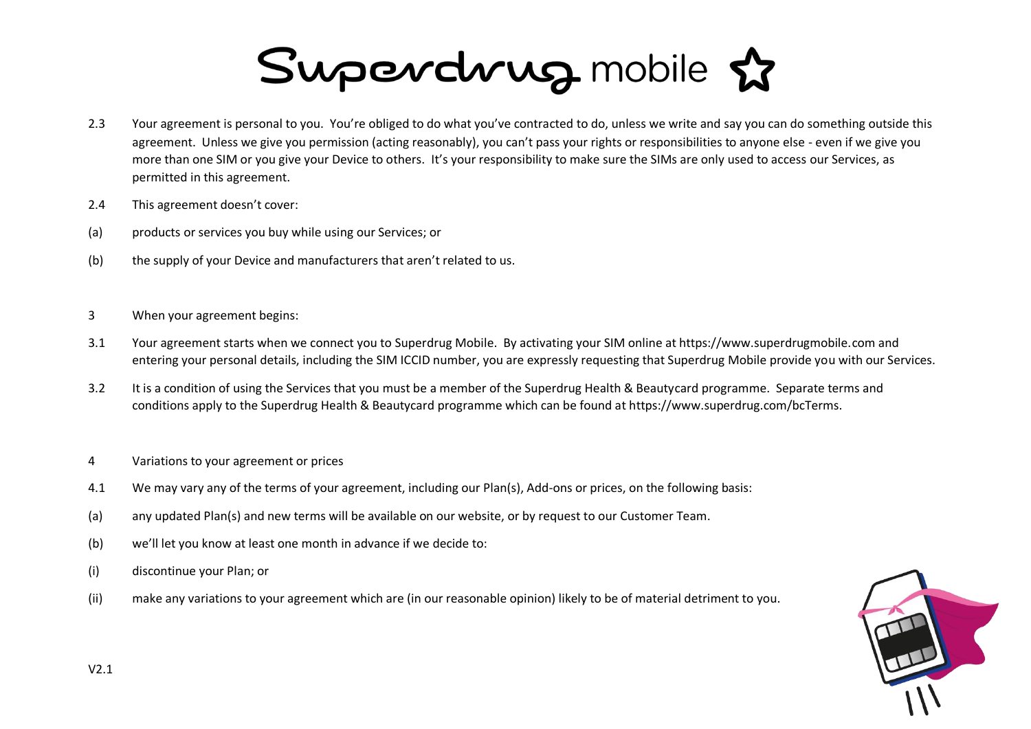2.3 Your agreement is personal to you. You're obliged to do what you've contracted to do, unless we write and say you can do something outside this agreement. Unless we give you permission (acting reasonably), you can't pass your rights or responsibilities to anyone else - even if we give you more than one SIM or you give your Device to others. It's your responsibility to make sure the SIMs are only used to access our Services, as permitted in this agreement.

2.4 This agreement doesn't cover:

(a) products or services you buy while using our Services; or

(b) the supply of your Device and manufacturers that aren't related to us.

3 When your agreement begins:

3.1 Your agreement starts when we connect you to Superdrug Mobile. By activating your SIM online at https://www.superdrugmobile.com and entering your personal details, including the SIM ICCID number, you are expressly requesting that Superdrug Mobile provide you with our Services.

3.2 It is a condition of using the Services that you must be a member of the Superdrug Health & Beautycard programme. Separate terms and conditions apply to the Superdrug Health & Beautycard programme which can be found at https://www.superdrug.com/bcTerms.

4 Variations to your agreement or prices

4.1 We may vary any of the terms of your agreement, including our Plan(s), Add-ons or prices, on the following basis:

(a) any updated Plan(s) and new terms will be available on our website, or by request to our Customer Team.

(b) we'll let you know at least one month in advance if we decide to:

(i) discontinue your Plan; or

(ii) make any variations to your agreement which are (in our reasonable opinion) likely to be of material detriment to you.

V2.1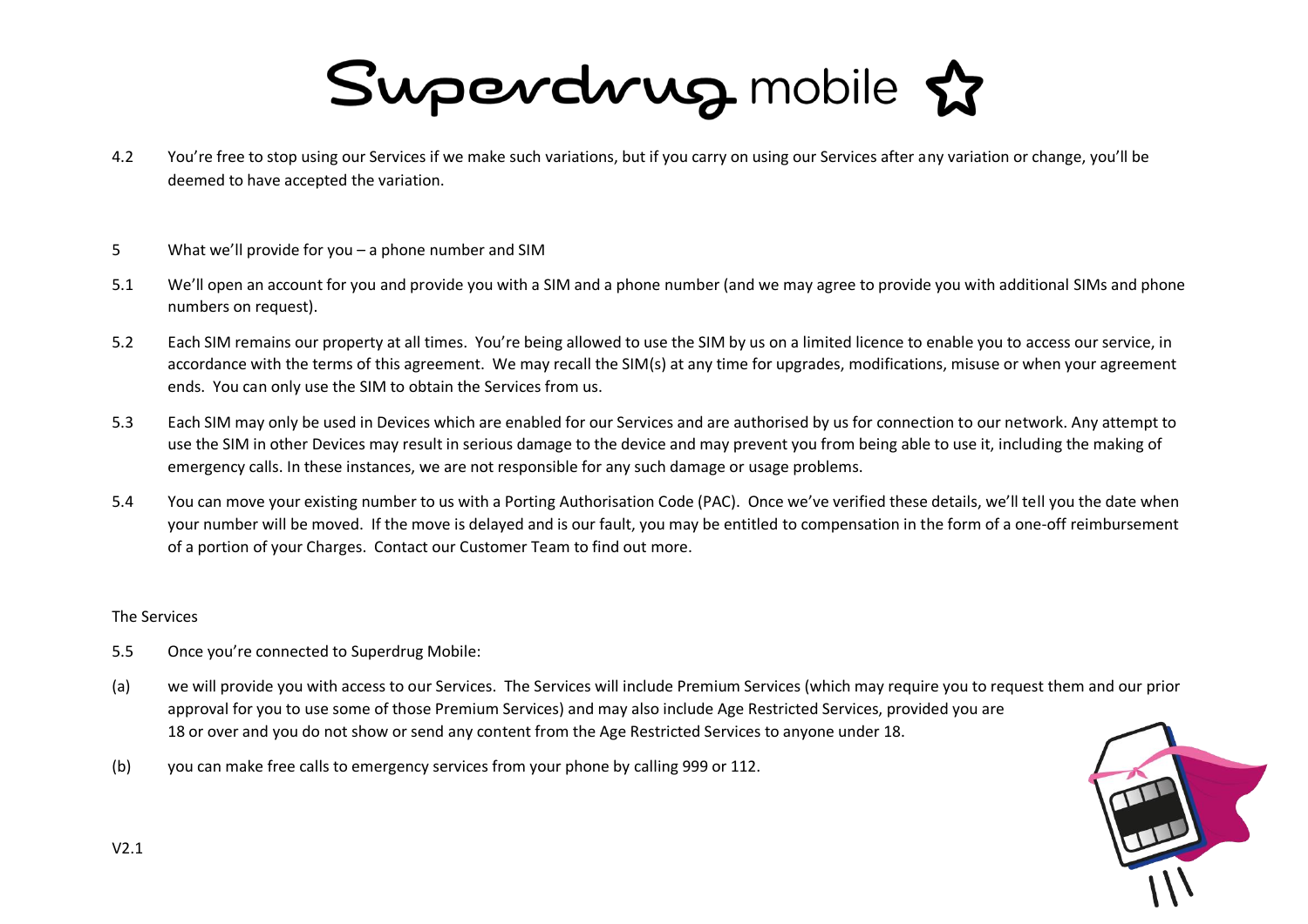4.2 You're free to stop using our Services if we make such variations, but if you carry on using our Services after any variation or change, you'll be deemed to have accepted the variation.

## 5 What we'll provide for you – a phone number and SIM

5.1 We'll open an account for you and provide you with a SIM and a phone number (and we may agree to provide you with additional SIMs and phone numbers on request).

5.2 Each SIM remains our property at all times. You're being allowed to use the SIM by us on a limited licence to enable you to access our service, in accordance with the terms of this agreement. We may recall the SIM(s) at any time for upgrades, modifications, misuse or when your agreement ends. You can only use the SIM to obtain the Services from us.

5.3 Each SIM may only be used in Devices which are enabled for our Services and are authorised by us for connection to our network. Any attempt to use the SIM in other Devices may result in serious damage to the device and may prevent you from being able to use it, including the making of emergency calls. In these instances, we are not responsible for any such damage or usage problems.

5.4 You can move your existing number to us with a Porting Authorisation Code (PAC). Once we've verified these details, we'll tell you the date when your number will be moved. If the move is delayed and is our fault, you may be entitled to compensation in the form of a one-off reimbursement of a portion of your Charges. Contact our Customer Team to find out more.

### The Services

5.5 Once you're connected to Superdrug Mobile:

(a) we will provide you with access to our Services. The Services will include Premium Services (which may require you to request them and our prior approval for you to use some of those Premium Services) and may also include Age Restricted Services, provided you are 18 or over and you do not show or send any content from the Age Restricted Services to anyone under 18.

(b) you can make free calls to emergency services from your phone by calling 999 or 112.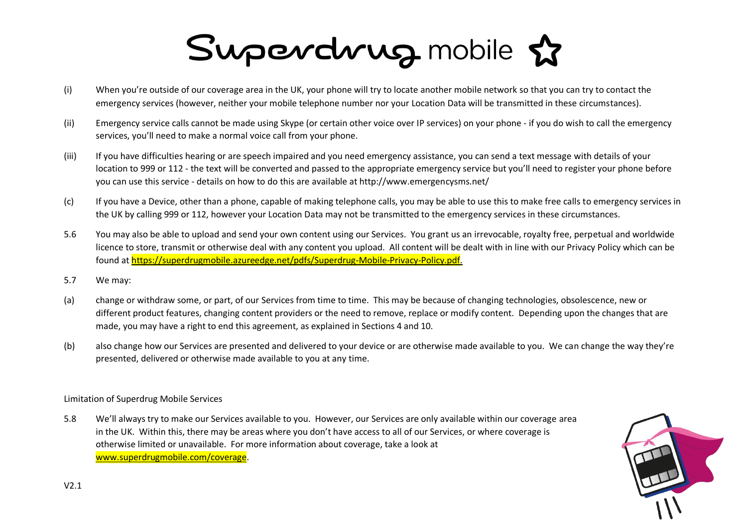(i) When you're outside of our coverage area in the UK, your phone will try to locate another mobile network so that you can try to contact the emergency services (however, neither your mobile telephone number nor your Location Data will be transmitted in these circumstances).

(ii) Emergency service calls cannot be made using Skype (or certain other voice over IP services) on your phone - if you do wish to call the emergency services, you'll need to make a normal voice call from your phone.

(iii) If you have difficulties hearing or are speech impaired and you need emergency assistance, you can send a text message with details of your location to 999 or 112 - the text will be converted and passed to the appropriate emergency service but you'll need to register your phone before you can use this service - details on how to do this are available at http://www.emergencysms.net/

(c) If you have a Device, other than a phone, capable of making telephone calls, you may be able to use this to make free calls to emergency services in the UK by calling 999 or 112, however your Location Data may not be transmitted to the emergency services in these circumstances.

5.6 You may also be able to upload and send your own content using our Services. You grant us an irrevocable, royalty free, perpetual and worldwide licence to store, transmit or otherwise deal with any content you upload. All content will be dealt with in line with our Privacy Policy which can be found at https://superdrugmobile.azureedge.net/pdfs/Superdrug-Mobile-Privacy-Policy.pdf.

5.7 We may:

(a) change or withdraw some, or part, of our Services from time to time. This may be because of changing technologies, obsolescence, new or different product features, changing content providers or the need to remove, replace or modify content. Depending upon the changes that are made, you may have a right to end this agreement, as explained in Sections 4 and 10.

(b) also change how our Services are presented and delivered to your device or are otherwise made available to you. We can change the way they're presented, delivered or otherwise made available to you at any time.

Limitation of Superdrug Mobile Services

5.8 We'll always try to make our Services available to you. However, our Services are only available within our coverage area in the UK. Within this, there may be areas where you don't have access to all of our Services, or where coverage is otherwise limited or unavailable. For more information about coverage, take a look at www.superdrugmobile.com/coverage.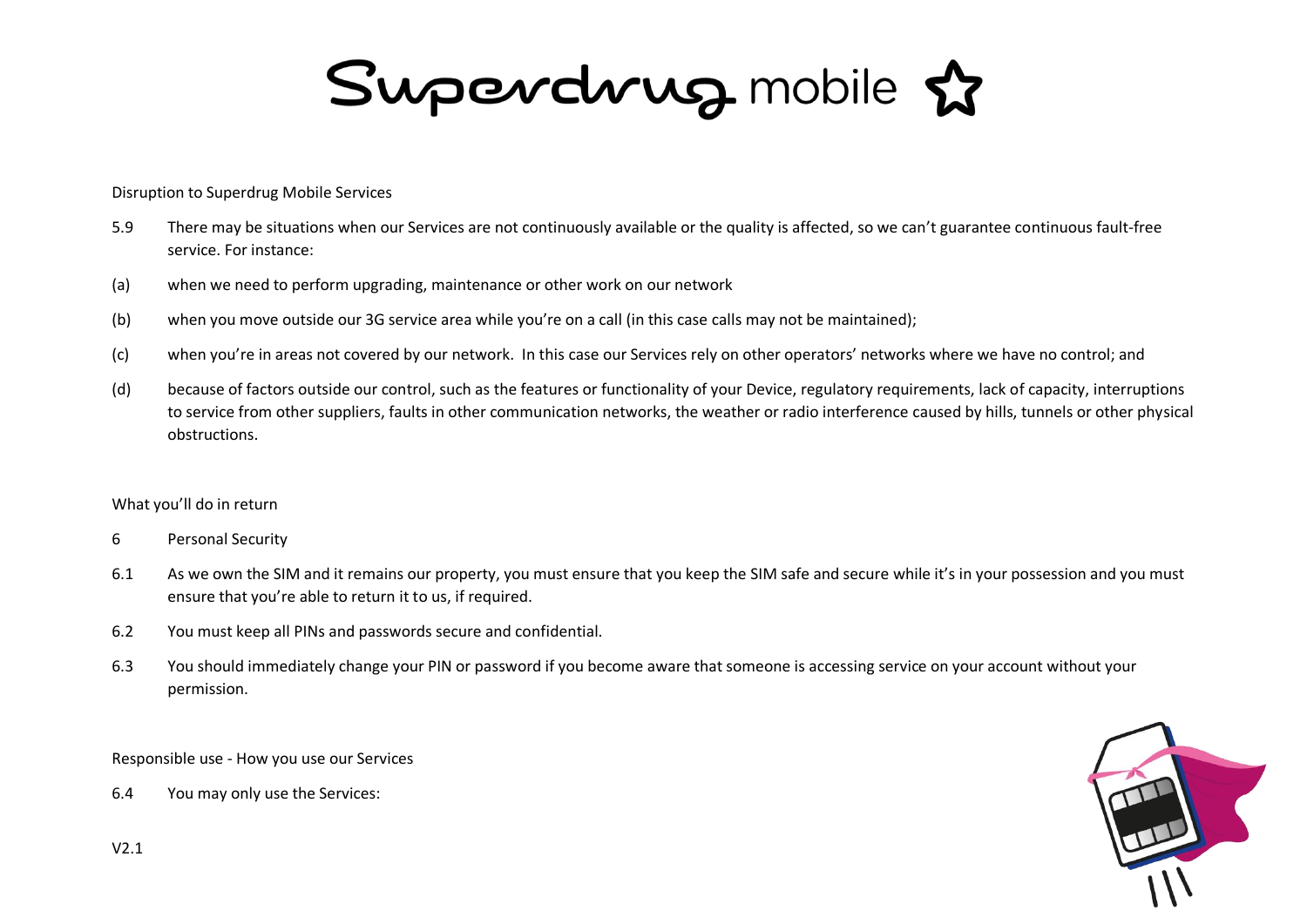Disruption to Superdrug Mobile Services

5.9 There may be situations when our Services are not continuously available or the quality is affected, so we can't guarantee continuous fault-free service. For instance:

(a) when we need to perform upgrading, maintenance or other work on our network

(b) when you move outside our 3G service area while you're on a call (in this case calls may not be maintained);

(c) when you're in areas not covered by our network. In this case our Services rely on other operators' networks where we have no control; and

(d) because of factors outside our control, such as the features or functionality of your Device, regulatory requirements, lack of capacity, interruptions to service from other suppliers, faults in other communication networks, the weather or radio interference caused by hills, tunnels or other physical obstructions.

What you'll do in return

6 Personal Security

6.1 As we own the SIM and it remains our property, you must ensure that you keep the SIM safe and secure while it's in your possession and you must ensure that you're able to return it to us, if required.

6.2 You must keep all PINs and passwords secure and confidential.

6.3 You should immediately change your PIN or password if you become aware that someone is accessing service on your account without your permission.

Responsible use - How you use our Services

6.4 You may only use the Services: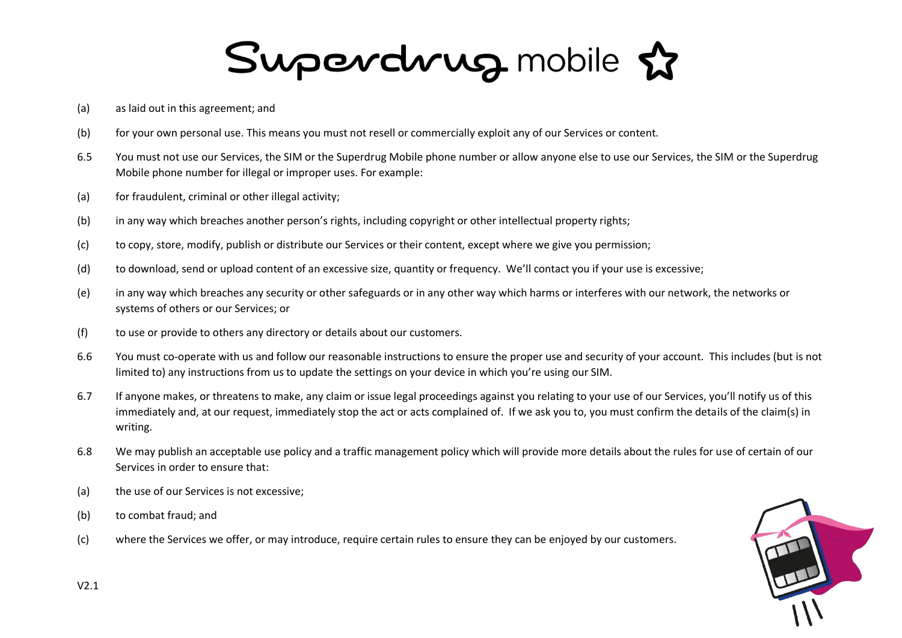(a) as laid out in this agreement; and

(b) for your own personal use. This means you must not resell or commercially exploit any of our Services or content.

6.5 You must not use our Services, the SIM or the Superdrug Mobile phone number or allow anyone else to use our Services, the SIM or the Superdrug Mobile phone number for illegal or improper uses. For example:

(a) for fraudulent, criminal or other illegal activity;

(b) in any way which breaches another person's rights, including copyright or other intellectual property rights;

(c) to copy, store, modify, publish or distribute our Services or their content, except where we give you permission;

(d) to download, send or upload content of an excessive size, quantity or frequency. We'll contact you if your use is excessive;

(e) in any way which breaches any security or other safeguards or in any other way which harms or interferes with our network, the networks or systems of others or our Services; or

(f) to use or provide to others any directory or details about our customers.

6.6 You must co-operate with us and follow our reasonable instructions to ensure the proper use and security of your account. This includes (but is not limited to) any instructions from us to update the settings on your device in which you're using our SIM.

6.7 If anyone makes, or threatens to make, any claim or issue legal proceedings against you relating to your use of our Services, you'll notify us of this immediately and, at our request, immediately stop the act or acts complained of. If we ask you to, you must confirm the details of the claim(s) in writing.

6.8 We may publish an acceptable use policy and a traffic management policy which will provide more details about the rules for use of certain of our Services in order to ensure that:

(a) the use of our Services is not excessive;

(b) to combat fraud; and

(c) where the Services we offer, or may introduce, require certain rules to ensure they can be enjoyed by our customers.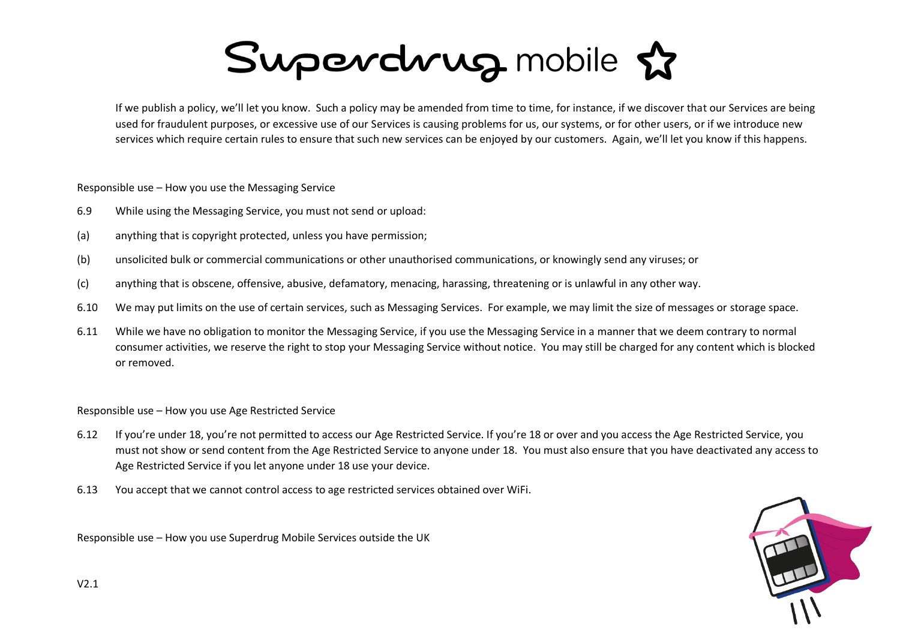If we publish a policy, we'll let you know. Such a policy may be amended from time to time, for instance, if we discover that our Services are being used for fraudulent purposes, or excessive use of our Services is causing problems for us, our systems, or for other users, or if we introduce new services which require certain rules to ensure that such new services can be enjoyed by our customers. Again, we'll let you know if this happens.

Responsible use – How you use the Messaging Service

6.9 While using the Messaging Service, you must not send or upload:

(a) anything that is copyright protected, unless you have permission;

(b) unsolicited bulk or commercial communications or other unauthorised communications, or knowingly send any viruses; or

(c) anything that is obscene, offensive, abusive, defamatory, menacing, harassing, threatening or is unlawful in any other way.

6.10 We may put limits on the use of certain services, such as Messaging Services. For example, we may limit the size of messages or storage space.

6.11 While we have no obligation to monitor the Messaging Service, if you use the Messaging Service in a manner that we deem contrary to normal consumer activities, we reserve the right to stop your Messaging Service without notice. You may still be charged for any content which is blocked or removed.

Responsible use – How you use Age Restricted Service

6.12 If you're under 18, you're not permitted to access our Age Restricted Service. If you're 18 or over and you access the Age Restricted Service, you must not show or send content from the Age Restricted Service to anyone under 18. You must also ensure that you have deactivated any access to Age Restricted Service if you let anyone under 18 use your device.

6.13 You accept that we cannot control access to age restricted services obtained over WiFi.

Responsible use – How you use Superdrug Mobile Services outside the UK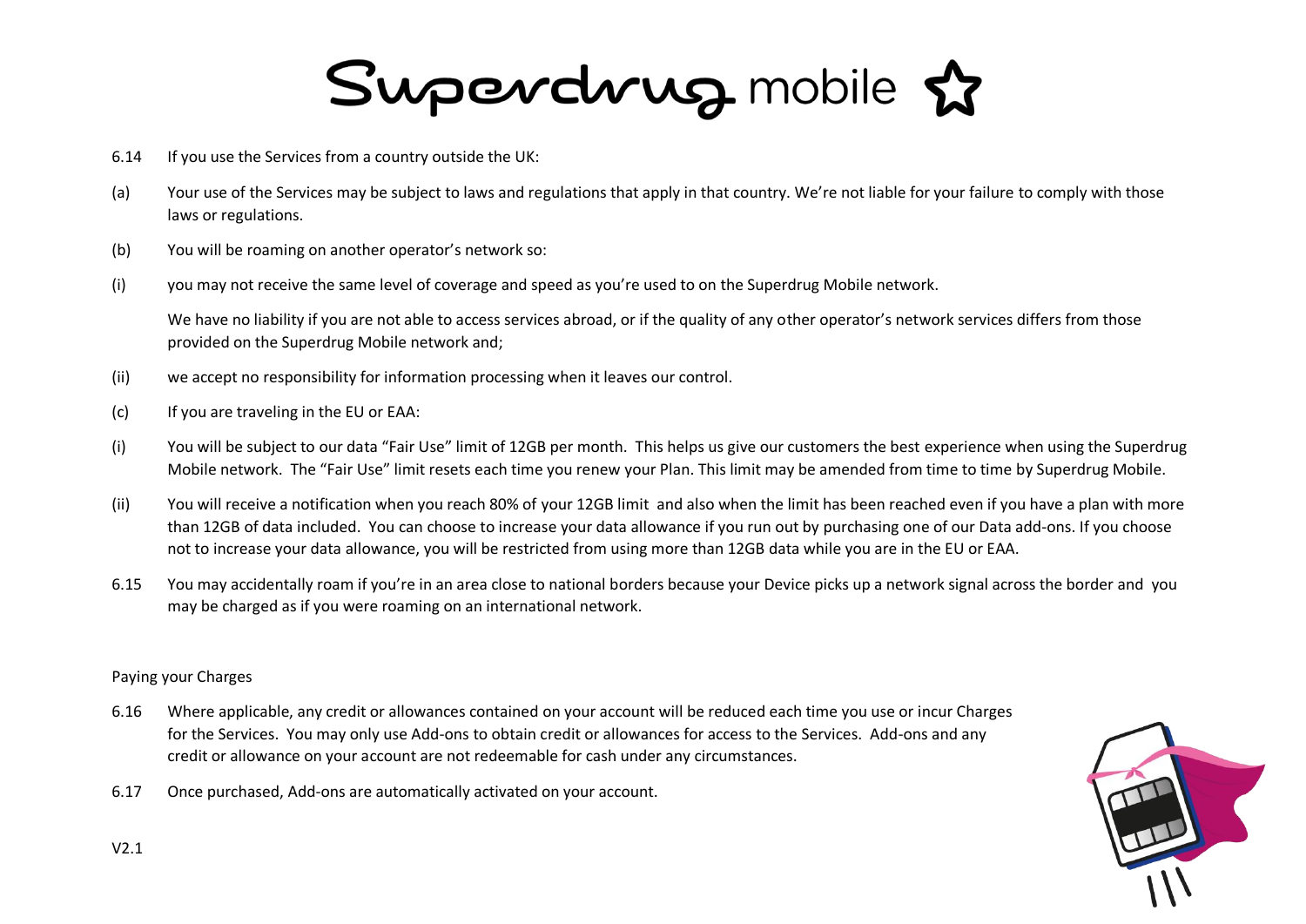6.14 If you use the Services from a country outside the UK:

(a) Your use of the Services may be subject to laws and regulations that apply in that country. We're not liable for your failure to comply with those laws or regulations.

(b) You will be roaming on another operator's network so:

(i) you may not receive the same level of coverage and speed as you're used to on the Superdrug Mobile network.

We have no liability if you are not able to access services abroad, or if the quality of any other operator's network services differs from those provided on the Superdrug Mobile network and;

(ii) we accept no responsibility for information processing when it leaves our control.

(c) If you are traveling in the EU or EAA:

(i) You will be subject to our data "Fair Use" limit of 12GB per month. This helps us give our customers the best experience when using the Superdrug Mobile network. The "Fair Use" limit resets each time you renew your Plan. This limit may be amended from time to time by Superdrug Mobile.

(ii) You will receive a notification when you reach 80% of your 12GB limit and also when the limit has been reached even if you have a plan with more than 12GB of data included. You can choose to increase your data allowance if you run out by purchasing one of our Data add-ons. If you choose not to increase your data allowance, you will be restricted from using more than 12GB data while you are in the EU or EAA.

6.15 You may accidentally roam if you're in an area close to national borders because your Device picks up a network signal across the border and you may be charged as if you were roaming on an international network.

Paying your Charges

6.16 Where applicable, any credit or allowances contained on your account will be reduced each time you use or incur Charges for the Services. You may only use Add-ons to obtain credit or allowances for access to the Services. Add-ons and any credit or allowance on your account are not redeemable for cash under any circumstances.

6.17 Once purchased, Add-ons are automatically activated on your account.

V2.1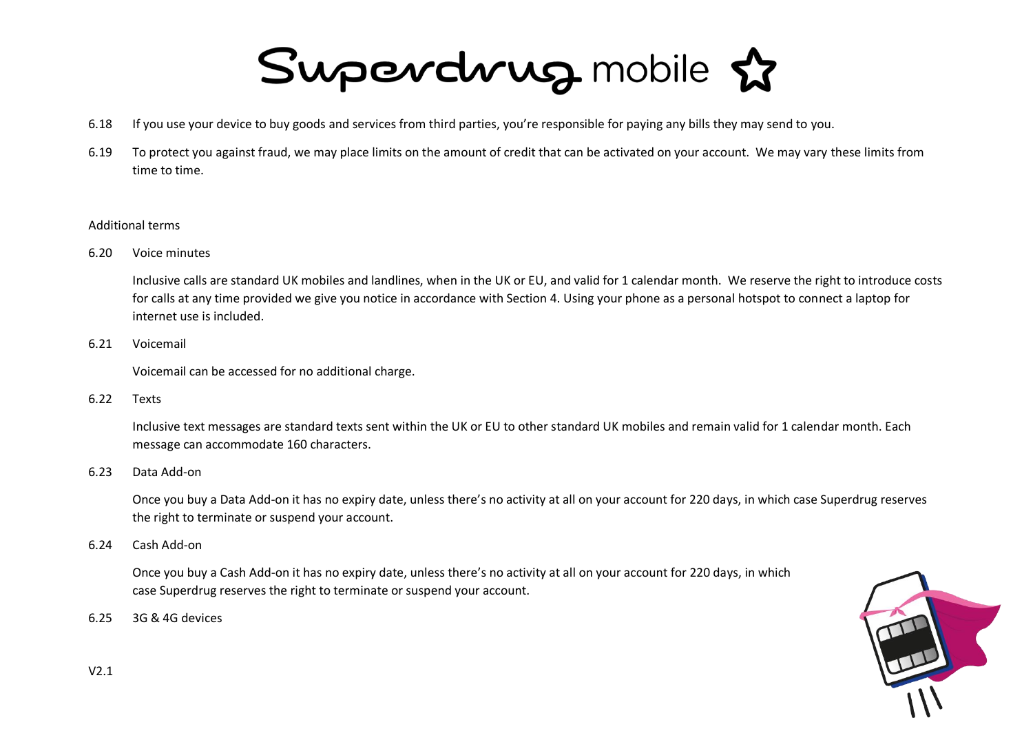6.18 If you use your device to buy goods and services from third parties, you're responsible for paying any bills they may send to you.

6.19 To protect you against fraud, we may place limits on the amount of credit that can be activated on your account. We may vary these limits from time to time.

Additional terms

6.20 Voice minutes

Inclusive calls are standard UK mobiles and landlines, when in the UK or EU, and valid for 1 calendar month. We reserve the right to introduce costs for calls at any time provided we give you notice in accordance with Section 4. Using your phone as a personal hotspot to connect a laptop for internet use is included.

6.21 Voicemail

Voicemail can be accessed for no additional charge.

6.22 Texts

Inclusive text messages are standard texts sent within the UK or EU to other standard UK mobiles and remain valid for 1 calendar month. Each message can accommodate 160 characters.

6.23 Data Add-on

Once you buy a Data Add-on it has no expiry date, unless there's no activity at all on your account for 220 days, in which case Superdrug reserves the right to terminate or suspend your account.

6.24 Cash Add-on

Once you buy a Cash Add-on it has no expiry date, unless there's no activity at all on your account for 220 days, in which case Superdrug reserves the right to terminate or suspend your account.

6.25 3G & 4G devices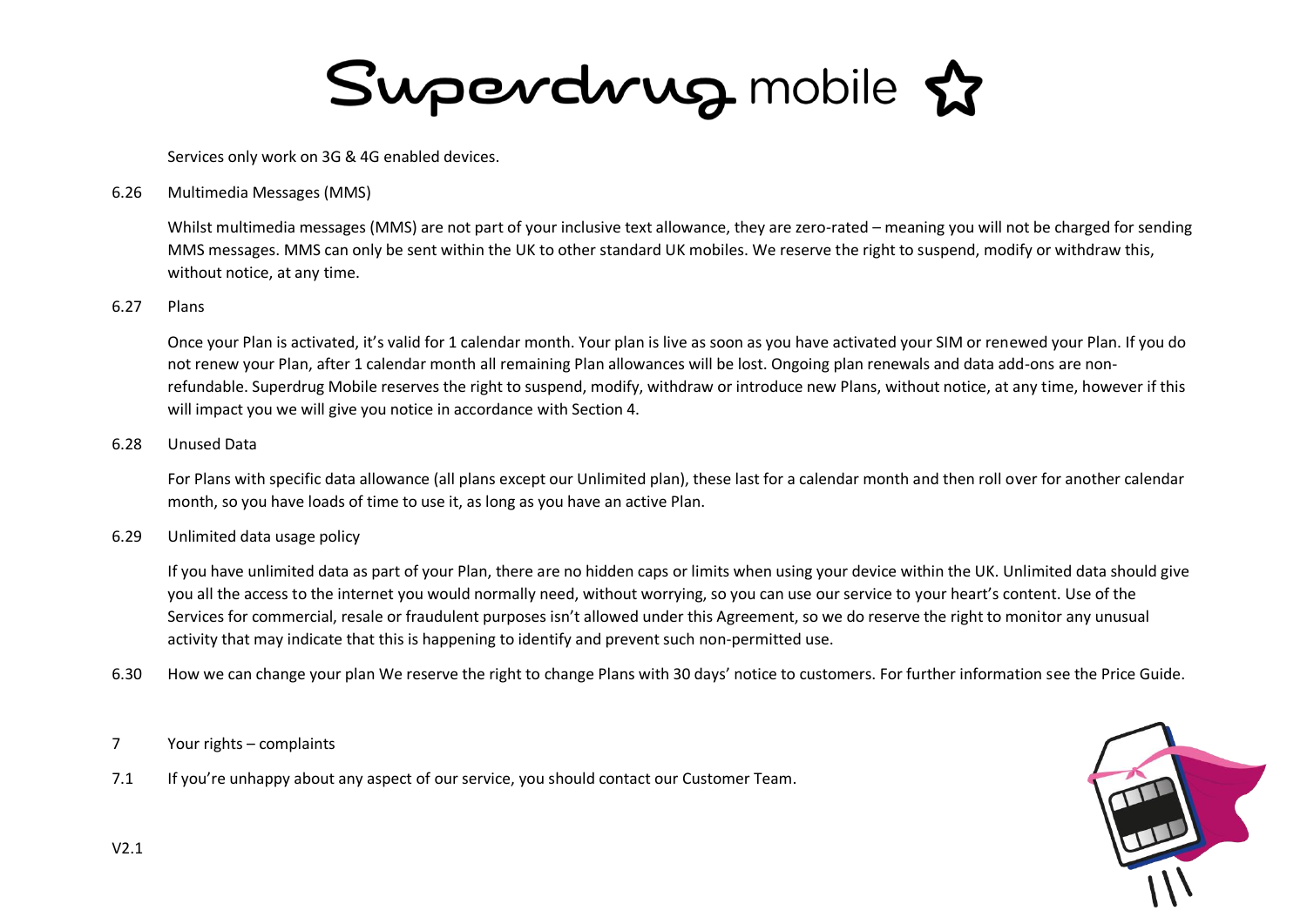Services only work on 3G & 4G enabled devices.

6.26 Multimedia Messages (MMS)

Whilst multimedia messages (MMS) are not part of your inclusive text allowance, they are zero-rated – meaning you will not be charged for sending MMS messages. MMS can only be sent within the UK to other standard UK mobiles. We reserve the right to suspend, modify or withdraw this, without notice, at any time.

6.27 Plans

Once your Plan is activated, it's valid for 1 calendar month. Your plan is live as soon as you have activated your SIM or renewed your Plan. If you do not renew your Plan, after 1 calendar month all remaining Plan allowances will be lost. Ongoing plan renewals and data add-ons are non-refundable. Superdrug Mobile reserves the right to suspend, modify, withdraw or introduce new Plans, without notice, at any time, however if this will impact you we will give you notice in accordance with Section 4.

6.28 Unused Data

For Plans with specific data allowance (all plans except our Unlimited plan), these last for a calendar month and then roll over for another calendar month, so you have loads of time to use it, as long as you have an active Plan.

6.29 Unlimited data usage policy

If you have unlimited data as part of your Plan, there are no hidden caps or limits when using your device within the UK. Unlimited data should give you all the access to the internet you would normally need, without worrying, so you can use our service to your heart's content. Use of the Services for commercial, resale or fraudulent purposes isn't allowed under this Agreement, so we do reserve the right to monitor any unusual activity that may indicate that this is happening to identify and prevent such non-permitted use.

6.30 How we can change your plan We reserve the right to change Plans with 30 days' notice to customers. For further information see the Price Guide.

## 7 Your rights – complaints

7.1 If you're unhappy about any aspect of our service, you should contact our Customer Team.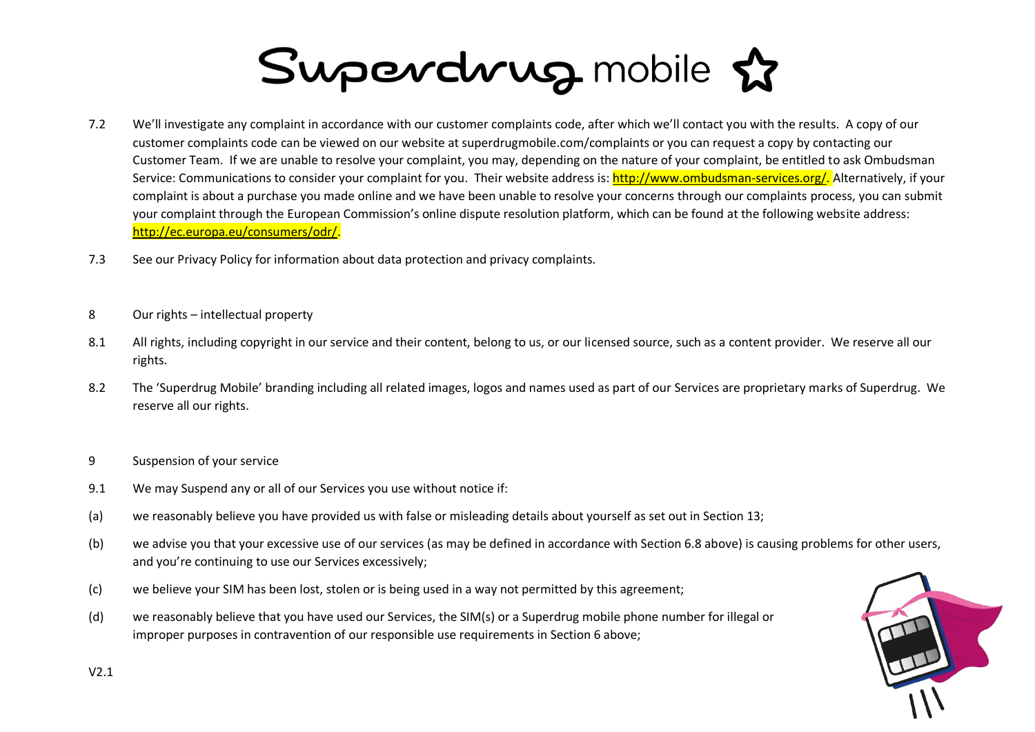7.2 We'll investigate any complaint in accordance with our customer complaints code, after which we'll contact you with the results. A copy of our customer complaints code can be viewed on our website at superdrugmobile.com/complaints or you can request a copy by contacting our Customer Team. If we are unable to resolve your complaint, you may, depending on the nature of your complaint, be entitled to ask Ombudsman Service: Communications to consider your complaint for you. Their website address is: http://www.ombudsman-services.org/. Alternatively, if your complaint is about a purchase you made online and we have been unable to resolve your concerns through our complaints process, you can submit your complaint through the European Commission's online dispute resolution platform, which can be found at the following website address: http://ec.europa.eu/consumers/odr/.

7.3 See our Privacy Policy for information about data protection and privacy complaints.

## 8 Our rights – intellectual property

8.1 All rights, including copyright in our service and their content, belong to us, or our licensed source, such as a content provider. We reserve all our rights.

8.2 The 'Superdrug Mobile' branding including all related images, logos and names used as part of our Services are proprietary marks of Superdrug. We reserve all our rights.

## 9 Suspension of your service

9.1 We may Suspend any or all of our Services you use without notice if:

(a) we reasonably believe you have provided us with false or misleading details about yourself as set out in Section 13;

(b) we advise you that your excessive use of our services (as may be defined in accordance with Section 6.8 above) is causing problems for other users, and you're continuing to use our Services excessively;

(c) we believe your SIM has been lost, stolen or is being used in a way not permitted by this agreement;

(d) we reasonably believe that you have used our Services, the SIM(s) or a Superdrug mobile phone number for illegal or improper purposes in contravention of our responsible use requirements in Section 6 above;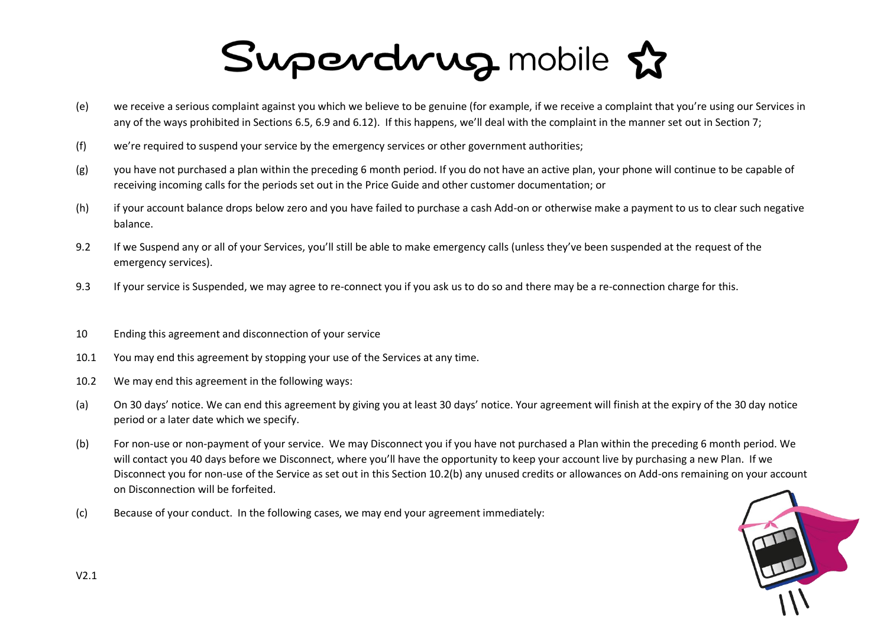(e) we receive a serious complaint against you which we believe to be genuine (for example, if we receive a complaint that you're using our Services in any of the ways prohibited in Sections 6.5, 6.9 and 6.12). If this happens, we'll deal with the complaint in the manner set out in Section 7;

(f) we're required to suspend your service by the emergency services or other government authorities;

(g) you have not purchased a plan within the preceding 6 month period. If you do not have an active plan, your phone will continue to be capable of receiving incoming calls for the periods set out in the Price Guide and other customer documentation; or

(h) if your account balance drops below zero and you have failed to purchase a cash Add-on or otherwise make a payment to us to clear such negative balance.

9.2 If we Suspend any or all of your Services, you'll still be able to make emergency calls (unless they've been suspended at the request of the emergency services).

9.3 If your service is Suspended, we may agree to re-connect you if you ask us to do so and there may be a re-connection charge for this.

## 10 Ending this agreement and disconnection of your service

10.1 You may end this agreement by stopping your use of the Services at any time.

10.2 We may end this agreement in the following ways:

(a) On 30 days' notice. We can end this agreement by giving you at least 30 days' notice. Your agreement will finish at the expiry of the 30 day notice period or a later date which we specify.

(b) For non-use or non-payment of your service. We may Disconnect you if you have not purchased a Plan within the preceding 6 month period. We will contact you 40 days before we Disconnect, where you'll have the opportunity to keep your account live by purchasing a new Plan. If we Disconnect you for non-use of the Service as set out in this Section 10.2(b) any unused credits or allowances on Add-ons remaining on your account on Disconnection will be forfeited.

(c) Because of your conduct. In the following cases, we may end your agreement immediately: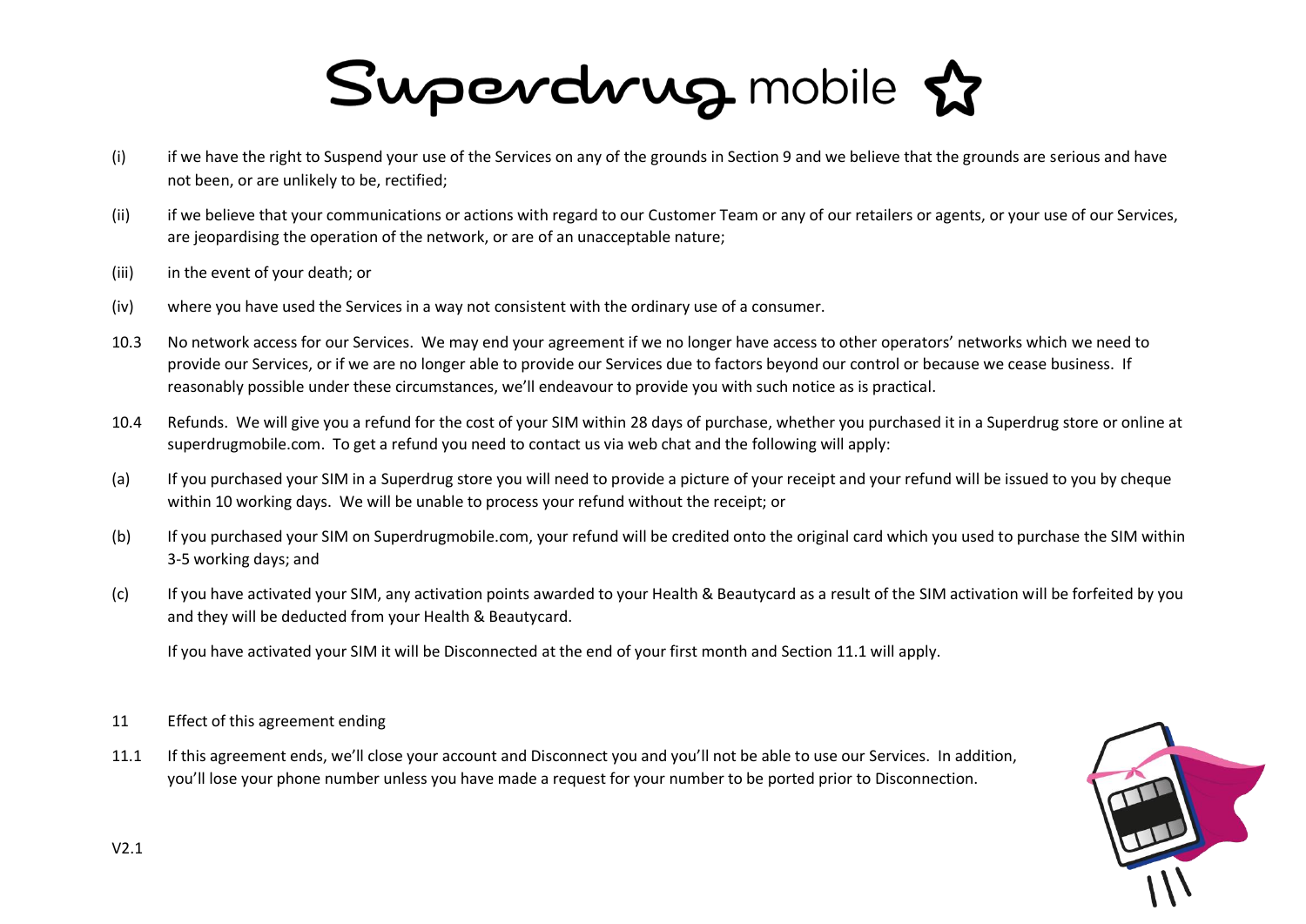(i) if we have the right to Suspend your use of the Services on any of the grounds in Section 9 and we believe that the grounds are serious and have not been, or are unlikely to be, rectified;

(ii) if we believe that your communications or actions with regard to our Customer Team or any of our retailers or agents, or your use of our Services, are jeopardising the operation of the network, or are of an unacceptable nature;

(iii) in the event of your death; or

(iv) where you have used the Services in a way not consistent with the ordinary use of a consumer.

10.3 No network access for our Services. We may end your agreement if we no longer have access to other operators' networks which we need to provide our Services, or if we are no longer able to provide our Services due to factors beyond our control or because we cease business. If reasonably possible under these circumstances, we'll endeavour to provide you with such notice as is practical.

10.4 Refunds. We will give you a refund for the cost of your SIM within 28 days of purchase, whether you purchased it in a Superdrug store or online at superdrugmobile.com. To get a refund you need to contact us via web chat and the following will apply:

(a) If you purchased your SIM in a Superdrug store you will need to provide a picture of your receipt and your refund will be issued to you by cheque within 10 working days. We will be unable to process your refund without the receipt; or

(b) If you purchased your SIM on Superdrugmobile.com, your refund will be credited onto the original card which you used to purchase the SIM within 3-5 working days; and

(c) If you have activated your SIM, any activation points awarded to your Health & Beautycard as a result of the SIM activation will be forfeited by you and they will be deducted from your Health & Beautycard.

If you have activated your SIM it will be Disconnected at the end of your first month and Section 11.1 will apply.

## 11 Effect of this agreement ending

11.1 If this agreement ends, we'll close your account and Disconnect you and you'll not be able to use our Services. In addition, you'll lose your phone number unless you have made a request for your number to be ported prior to Disconnection.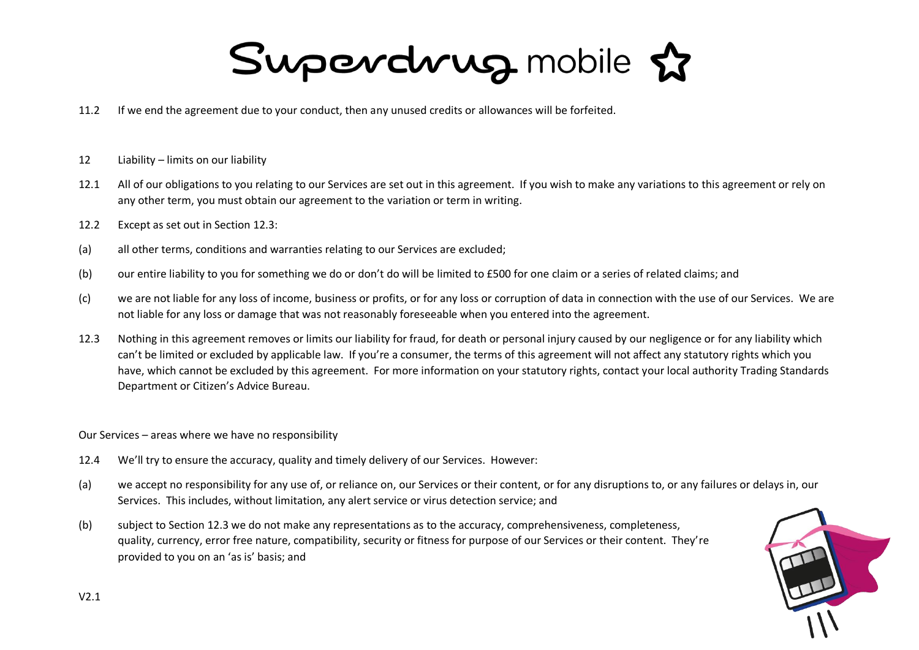11.2 If we end the agreement due to your conduct, then any unused credits or allowances will be forfeited.

## 12 Liability – limits on our liability

12.1 All of our obligations to you relating to our Services are set out in this agreement. If you wish to make any variations to this agreement or rely on any other term, you must obtain our agreement to the variation or term in writing.

12.2 Except as set out in Section 12.3:

(a) all other terms, conditions and warranties relating to our Services are excluded;

(b) our entire liability to you for something we do or don't do will be limited to £500 for one claim or a series of related claims; and

(c) we are not liable for any loss of income, business or profits, or for any loss or corruption of data in connection with the use of our Services. We are not liable for any loss or damage that was not reasonably foreseeable when you entered into the agreement.

12.3 Nothing in this agreement removes or limits our liability for fraud, for death or personal injury caused by our negligence or for any liability which can't be limited or excluded by applicable law. If you're a consumer, the terms of this agreement will not affect any statutory rights which you have, which cannot be excluded by this agreement. For more information on your statutory rights, contact your local authority Trading Standards Department or Citizen's Advice Bureau.

### Our Services – areas where we have no responsibility

12.4 We'll try to ensure the accuracy, quality and timely delivery of our Services. However:

(a) we accept no responsibility for any use of, or reliance on, our Services or their content, or for any disruptions to, or any failures or delays in, our Services. This includes, without limitation, any alert service or virus detection service; and

(b) subject to Section 12.3 we do not make any representations as to the accuracy, comprehensiveness, completeness, quality, currency, error free nature, compatibility, security or fitness for purpose of our Services or their content. They're provided to you on an 'as is' basis; and

V2.1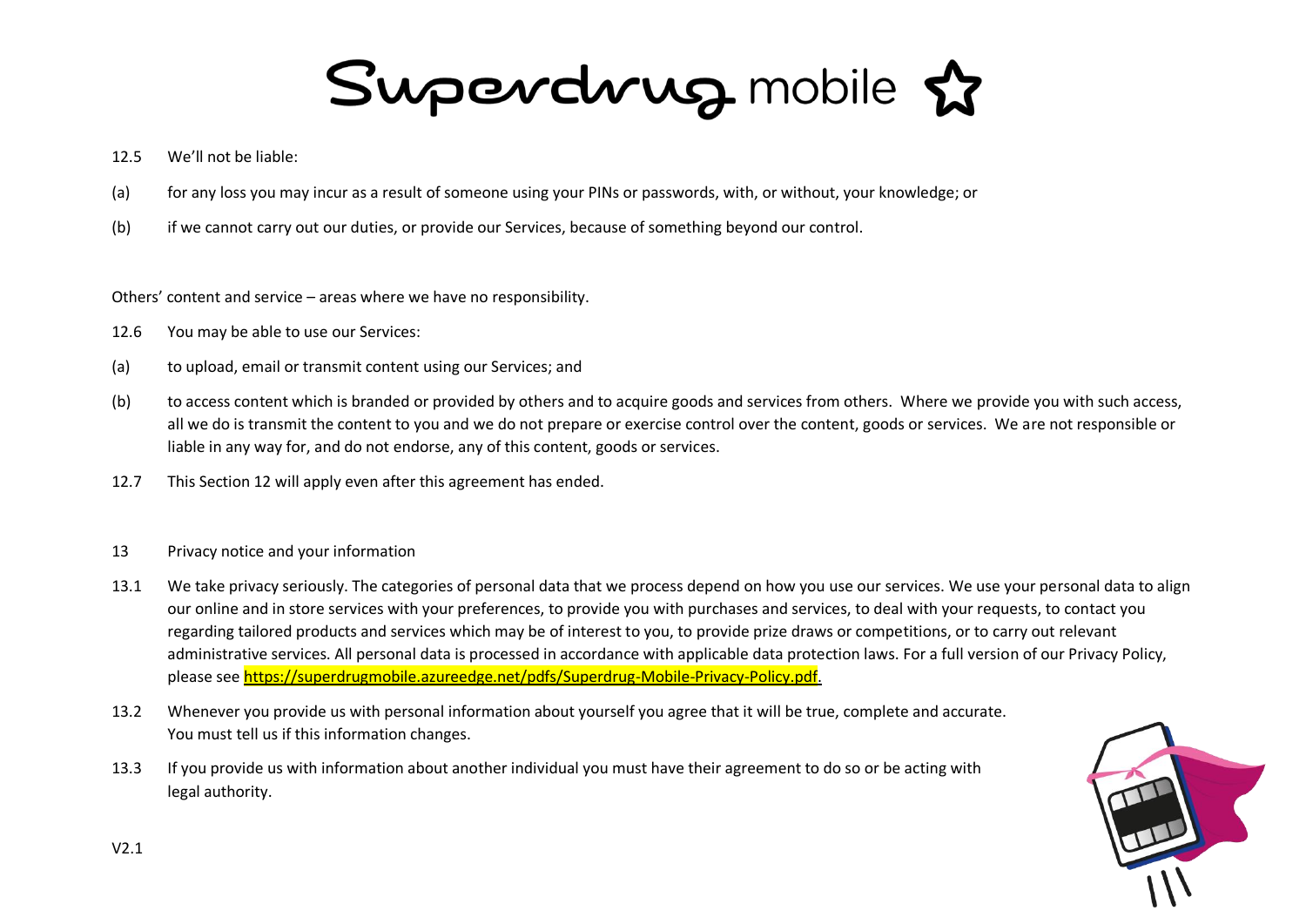12.5 We'll not be liable:

(a) for any loss you may incur as a result of someone using your PINs or passwords, with, or without, your knowledge; or

(b) if we cannot carry out our duties, or provide our Services, because of something beyond our control.

Others' content and service – areas where we have no responsibility.

12.6 You may be able to use our Services:

(a) to upload, email or transmit content using our Services; and

(b) to access content which is branded or provided by others and to acquire goods and services from others. Where we provide you with such access, all we do is transmit the content to you and we do not prepare or exercise control over the content, goods or services. We are not responsible or liable in any way for, and do not endorse, any of this content, goods or services.

12.7 This Section 12 will apply even after this agreement has ended.

## 13 Privacy notice and your information

13.1 We take privacy seriously. The categories of personal data that we process depend on how you use our services. We use your personal data to align our online and in store services with your preferences, to provide you with purchases and services, to deal with your requests, to contact you regarding tailored products and services which may be of interest to you, to provide prize draws or competitions, or to carry out relevant administrative services. All personal data is processed in accordance with applicable data protection laws. For a full version of our Privacy Policy, please see https://superdrugmobile.azureedge.net/pdfs/Superdrug-Mobile-Privacy-Policy.pdf.

13.2 Whenever you provide us with personal information about yourself you agree that it will be true, complete and accurate. You must tell us if this information changes.

13.3 If you provide us with information about another individual you must have their agreement to do so or be acting with legal authority.

V2.1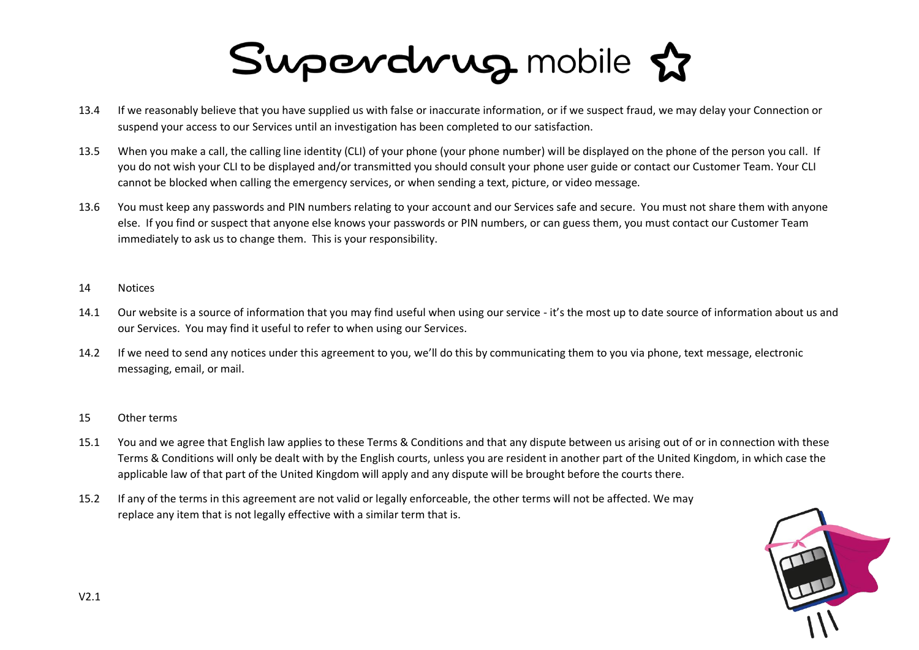13.4 If we reasonably believe that you have supplied us with false or inaccurate information, or if we suspect fraud, we may delay your Connection or suspend your access to our Services until an investigation has been completed to our satisfaction.

13.5 When you make a call, the calling line identity (CLI) of your phone (your phone number) will be displayed on the phone of the person you call. If you do not wish your CLI to be displayed and/or transmitted you should consult your phone user guide or contact our Customer Team. Your CLI cannot be blocked when calling the emergency services, or when sending a text, picture, or video message.

13.6 You must keep any passwords and PIN numbers relating to your account and our Services safe and secure. You must not share them with anyone else. If you find or suspect that anyone else knows your passwords or PIN numbers, or can guess them, you must contact our Customer Team immediately to ask us to change them. This is your responsibility.

## 14 Notices

14.1 Our website is a source of information that you may find useful when using our service - it's the most up to date source of information about us and our Services. You may find it useful to refer to when using our Services.

14.2 If we need to send any notices under this agreement to you, we'll do this by communicating them to you via phone, text message, electronic messaging, email, or mail.

## 15 Other terms

15.1 You and we agree that English law applies to these Terms & Conditions and that any dispute between us arising out of or in connection with these Terms & Conditions will only be dealt with by the English courts, unless you are resident in another part of the United Kingdom, in which case the applicable law of that part of the United Kingdom will apply and any dispute will be brought before the courts there.

15.2 If any of the terms in this agreement are not valid or legally enforceable, the other terms will not be affected. We may replace any item that is not legally effective with a similar term that is.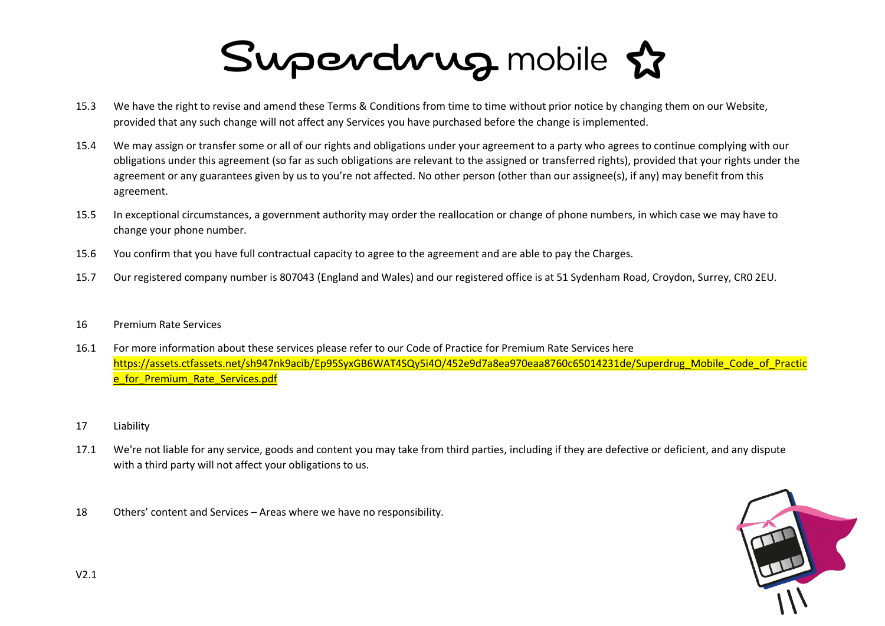15.3 We have the right to revise and amend these Terms & Conditions from time to time without prior notice by changing them on our Website, provided that any such change will not affect any Services you have purchased before the change is implemented.

15.4 We may assign or transfer some or all of our rights and obligations under your agreement to a party who agrees to continue complying with our obligations under this agreement (so far as such obligations are relevant to the assigned or transferred rights), provided that your rights under the agreement or any guarantees given by us to you're not affected. No other person (other than our assignee(s), if any) may benefit from this agreement.

15.5 In exceptional circumstances, a government authority may order the reallocation or change of phone numbers, in which case we may have to change your phone number.

15.6 You confirm that you have full contractual capacity to agree to the agreement and are able to pay the Charges.

15.7 Our registered company number is 807043 (England and Wales) and our registered office is at 51 Sydenham Road, Croydon, Surrey, CR0 2EU.

## 16 Premium Rate Services

16.1 For more information about these services please refer to our Code of Practice for Premium Rate Services here https://assets.ctfassets.net/sh947nk9acib/Ep95SyxGB6WAT4SQy5i4O/452e9d7a8ea970eaa8760c65014231de/Superdrug_Mobile_Code_of_Practice_for_Premium_Rate_Services.pdf

## 17 Liability

17.1 We're not liable for any service, goods and content you may take from third parties, including if they are defective or deficient, and any dispute with a third party will not affect your obligations to us.

## 18 Others' content and Services – Areas where we have no responsibility.

V2.1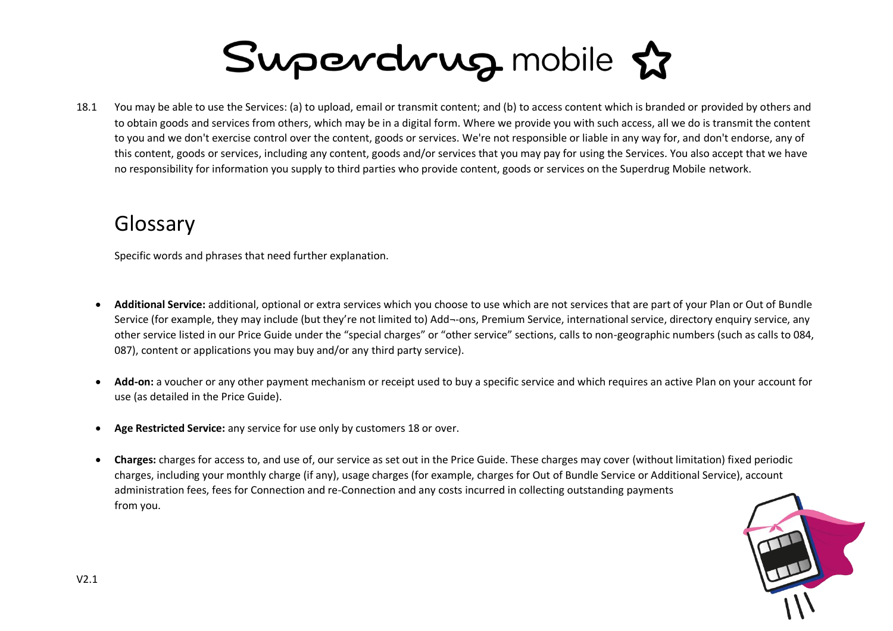18.1 You may be able to use the Services: (a) to upload, email or transmit content; and (b) to access content which is branded or provided by others and to obtain goods and services from others, which may be in a digital form. Where we provide you with such access, all we do is transmit the content to you and we don't exercise control over the content, goods or services. We're not responsible or liable in any way for, and don't endorse, any of this content, goods or services, including any content, goods and/or services that you may pay for using the Services. You also accept that we have no responsibility for information you supply to third parties who provide content, goods or services on the Superdrug Mobile network.

## Glossary

Specific words and phrases that need further explanation.

- **Additional Service:** additional, optional or extra services which you choose to use which are not services that are part of your Plan or Out of Bundle Service (for example, they may include (but they're not limited to) Add¬-ons, Premium Service, international service, directory enquiry service, any other service listed in our Price Guide under the "special charges" or "other service" sections, calls to non-geographic numbers (such as calls to 084, 087), content or applications you may buy and/or any third party service).

- **Add-on:** a voucher or any other payment mechanism or receipt used to buy a specific service and which requires an active Plan on your account for use (as detailed in the Price Guide).

- **Age Restricted Service:** any service for use only by customers 18 or over.

- **Charges:** charges for access to, and use of, our service as set out in the Price Guide. These charges may cover (without limitation) fixed periodic charges, including your monthly charge (if any), usage charges (for example, charges for Out of Bundle Service or Additional Service), account administration fees, fees for Connection and re-Connection and any costs incurred in collecting outstanding payments from you.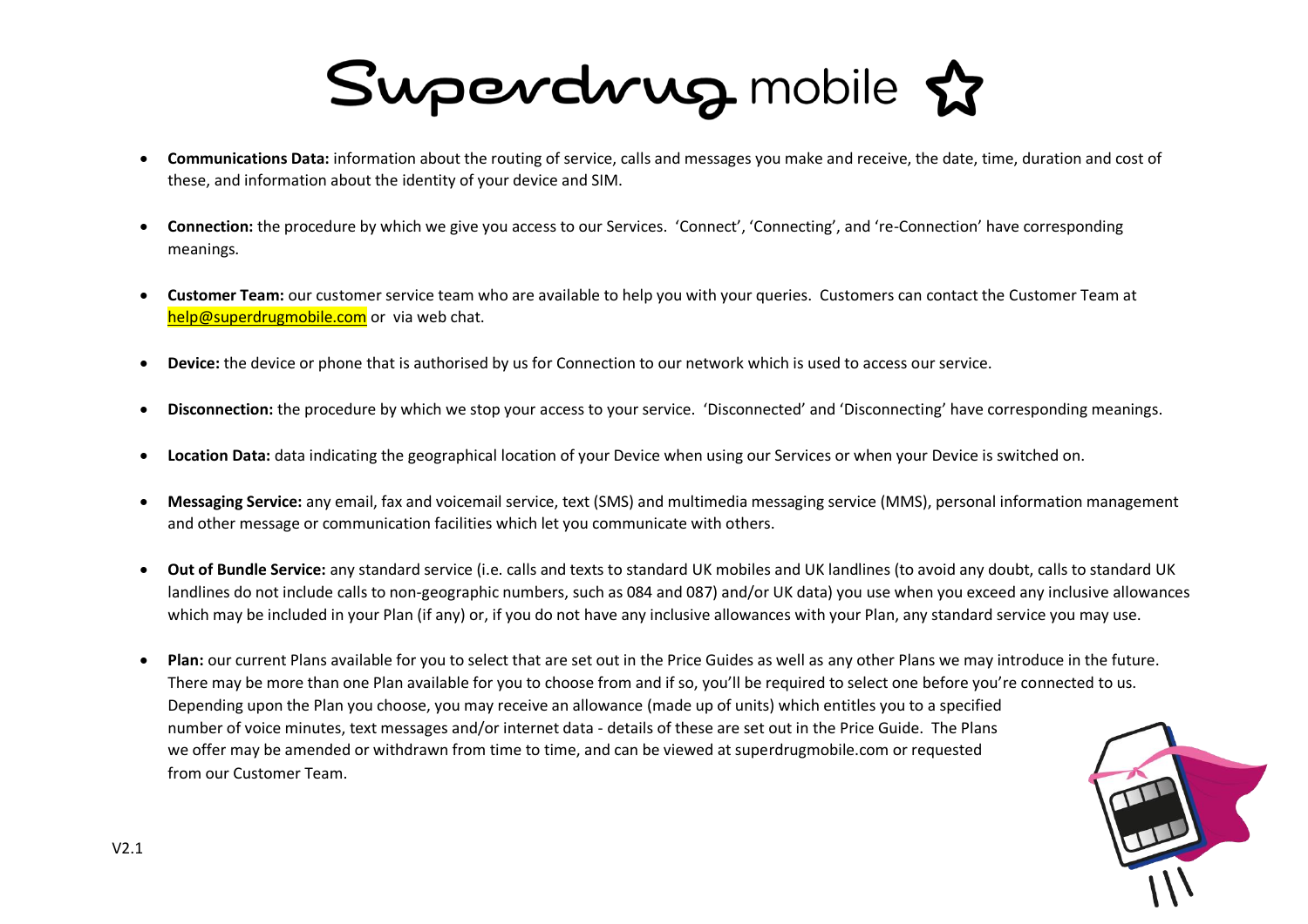- **Communications Data:** information about the routing of service, calls and messages you make and receive, the date, time, duration and cost of these, and information about the identity of your device and SIM.

- **Connection:** the procedure by which we give you access to our Services. 'Connect', 'Connecting', and 're-Connection' have corresponding meanings.

- **Customer Team:** our customer service team who are available to help you with your queries. Customers can contact the Customer Team at help@superdrugmobile.com or via web chat.

- **Device:** the device or phone that is authorised by us for Connection to our network which is used to access our service.

- **Disconnection:** the procedure by which we stop your access to your service. 'Disconnected' and 'Disconnecting' have corresponding meanings.

- **Location Data:** data indicating the geographical location of your Device when using our Services or when your Device is switched on.

- **Messaging Service:** any email, fax and voicemail service, text (SMS) and multimedia messaging service (MMS), personal information management and other message or communication facilities which let you communicate with others.

- **Out of Bundle Service:** any standard service (i.e. calls and texts to standard UK mobiles and UK landlines (to avoid any doubt, calls to standard UK landlines do not include calls to non-geographic numbers, such as 084 and 087) and/or UK data) you use when you exceed any inclusive allowances which may be included in your Plan (if any) or, if you do not have any inclusive allowances with your Plan, any standard service you may use.

- **Plan:** our current Plans available for you to select that are set out in the Price Guides as well as any other Plans we may introduce in the future. There may be more than one Plan available for you to choose from and if so, you'll be required to select one before you're connected to us. Depending upon the Plan you choose, you may receive an allowance (made up of units) which entitles you to a specified number of voice minutes, text messages and/or internet data - details of these are set out in the Price Guide. The Plans we offer may be amended or withdrawn from time to time, and can be viewed at superdrugmobile.com or requested from our Customer Team.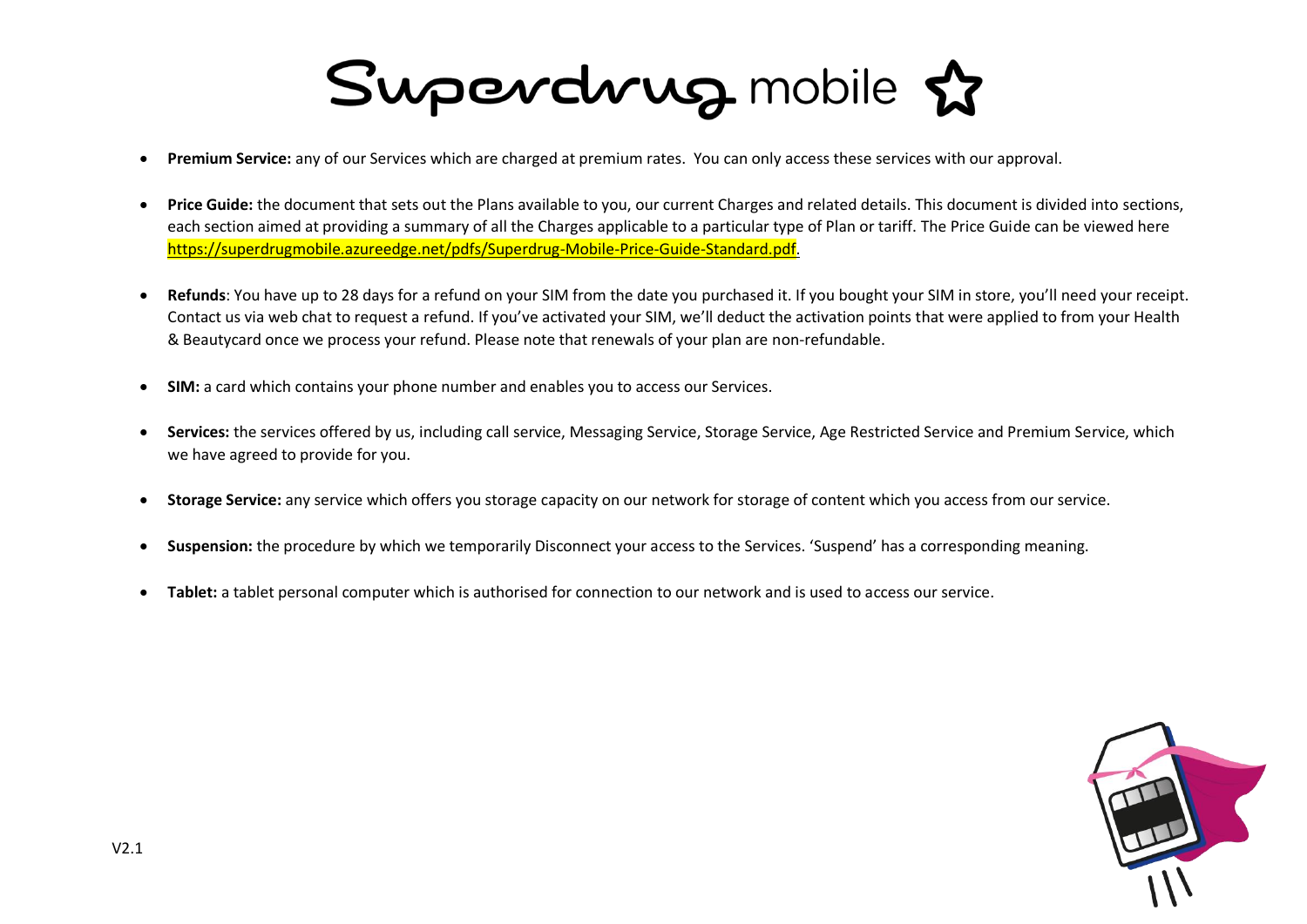- **Premium Service:** any of our Services which are charged at premium rates. You can only access these services with our approval.

- **Price Guide:** the document that sets out the Plans available to you, our current Charges and related details. This document is divided into sections, each section aimed at providing a summary of all the Charges applicable to a particular type of Plan or tariff. The Price Guide can be viewed here https://superdrugmobile.azureedge.net/pdfs/Superdrug-Mobile-Price-Guide-Standard.pdf.

- **Refunds**: You have up to 28 days for a refund on your SIM from the date you purchased it. If you bought your SIM in store, you'll need your receipt. Contact us via web chat to request a refund. If you've activated your SIM, we'll deduct the activation points that were applied to from your Health & Beautycard once we process your refund. Please note that renewals of your plan are non-refundable.

- **SIM:** a card which contains your phone number and enables you to access our Services.

- **Services:** the services offered by us, including call service, Messaging Service, Storage Service, Age Restricted Service and Premium Service, which we have agreed to provide for you.

- **Storage Service:** any service which offers you storage capacity on our network for storage of content which you access from our service.

- **Suspension:** the procedure by which we temporarily Disconnect your access to the Services. 'Suspend' has a corresponding meaning.

- **Tablet:** a tablet personal computer which is authorised for connection to our network and is used to access our service.

V2.1